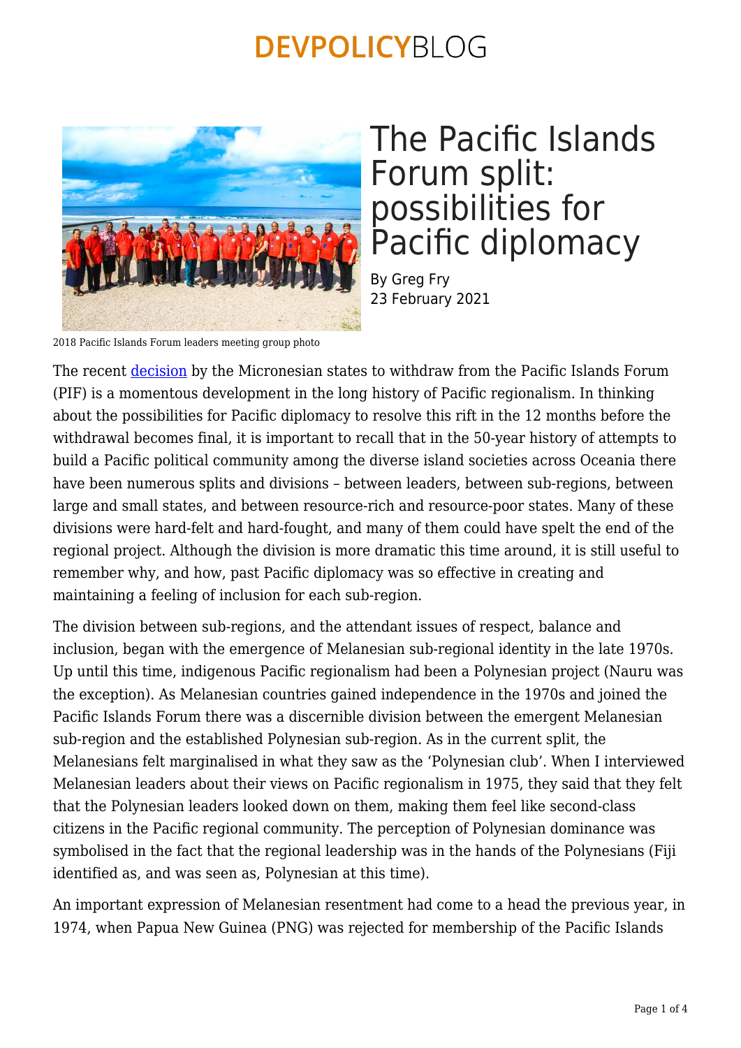# The Pacific Islands Forum split: possibilities for Pacific diplomacy

By Greg Fry
23 February 2021

2018 Pacific Islands Forum leaders meeting group photo

The recent decision by the Micronesian states to withdraw from the Pacific Islands Forum (PIF) is a momentous development in the long history of Pacific regionalism. In thinking about the possibilities for Pacific diplomacy to resolve this rift in the 12 months before the withdrawal becomes final, it is important to recall that in the 50-year history of attempts to build a Pacific political community among the diverse island societies across Oceania there have been numerous splits and divisions – between leaders, between sub-regions, between large and small states, and between resource-rich and resource-poor states. Many of these divisions were hard-felt and hard-fought, and many of them could have spelt the end of the regional project. Although the division is more dramatic this time around, it is still useful to remember why, and how, past Pacific diplomacy was so effective in creating and maintaining a feeling of inclusion for each sub-region.

The division between sub-regions, and the attendant issues of respect, balance and inclusion, began with the emergence of Melanesian sub-regional identity in the late 1970s. Up until this time, indigenous Pacific regionalism had been a Polynesian project (Nauru was the exception). As Melanesian countries gained independence in the 1970s and joined the Pacific Islands Forum there was a discernible division between the emergent Melanesian sub-region and the established Polynesian sub-region. As in the current split, the Melanesians felt marginalised in what they saw as the 'Polynesian club'. When I interviewed Melanesian leaders about their views on Pacific regionalism in 1975, they said that they felt that the Polynesian leaders looked down on them, making them feel like second-class citizens in the Pacific regional community. The perception of Polynesian dominance was symbolised in the fact that the regional leadership was in the hands of the Polynesians (Fiji identified as, and was seen as, Polynesian at this time).

An important expression of Melanesian resentment had come to a head the previous year, in 1974, when Papua New Guinea (PNG) was rejected for membership of the Pacific Islands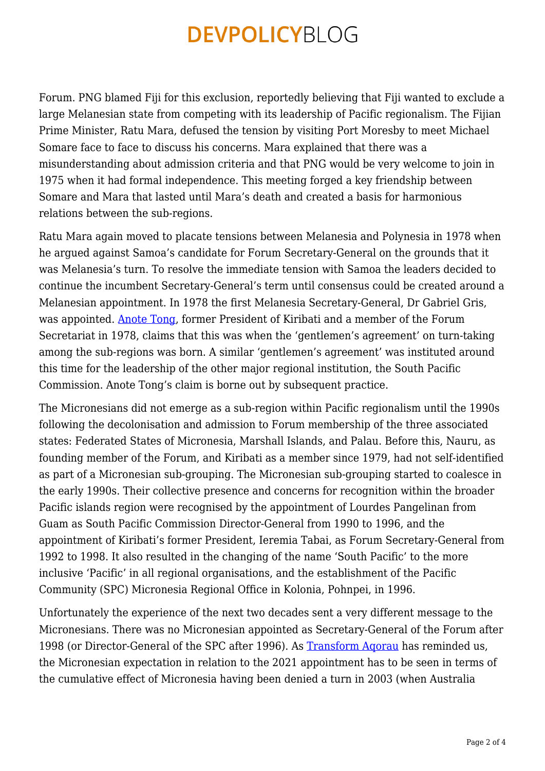Forum. PNG blamed Fiji for this exclusion, reportedly believing that Fiji wanted to exclude a large Melanesian state from competing with its leadership of Pacific regionalism. The Fijian Prime Minister, Ratu Mara, defused the tension by visiting Port Moresby to meet Michael Somare face to face to discuss his concerns. Mara explained that there was a misunderstanding about admission criteria and that PNG would be very welcome to join in 1975 when it had formal independence. This meeting forged a key friendship between Somare and Mara that lasted until Mara's death and created a basis for harmonious relations between the sub-regions.

Ratu Mara again moved to placate tensions between Melanesia and Polynesia in 1978 when he argued against Samoa's candidate for Forum Secretary-General on the grounds that it was Melanesia's turn. To resolve the immediate tension with Samoa the leaders decided to continue the incumbent Secretary-General's term until consensus could be created around a Melanesian appointment. In 1978 the first Melanesia Secretary-General, Dr Gabriel Gris, was appointed. Anote Tong, former President of Kiribati and a member of the Forum Secretariat in 1978, claims that this was when the 'gentlemen's agreement' on turn-taking among the sub-regions was born. A similar 'gentlemen's agreement' was instituted around this time for the leadership of the other major regional institution, the South Pacific Commission. Anote Tong's claim is borne out by subsequent practice.

The Micronesians did not emerge as a sub-region within Pacific regionalism until the 1990s following the decolonisation and admission to Forum membership of the three associated states: Federated States of Micronesia, Marshall Islands, and Palau. Before this, Nauru, as founding member of the Forum, and Kiribati as a member since 1979, had not self-identified as part of a Micronesian sub-grouping. The Micronesian sub-grouping started to coalesce in the early 1990s. Their collective presence and concerns for recognition within the broader Pacific islands region were recognised by the appointment of Lourdes Pangelinan from Guam as South Pacific Commission Director-General from 1990 to 1996, and the appointment of Kiribati's former President, Ieremia Tabai, as Forum Secretary-General from 1992 to 1998. It also resulted in the changing of the name 'South Pacific' to the more inclusive 'Pacific' in all regional organisations, and the establishment of the Pacific Community (SPC) Micronesia Regional Office in Kolonia, Pohnpei, in 1996.

Unfortunately the experience of the next two decades sent a very different message to the Micronesians. There was no Micronesian appointed as Secretary-General of the Forum after 1998 (or Director-General of the SPC after 1996). As Transform Aqorau has reminded us, the Micronesian expectation in relation to the 2021 appointment has to be seen in terms of the cumulative effect of Micronesia having been denied a turn in 2003 (when Australia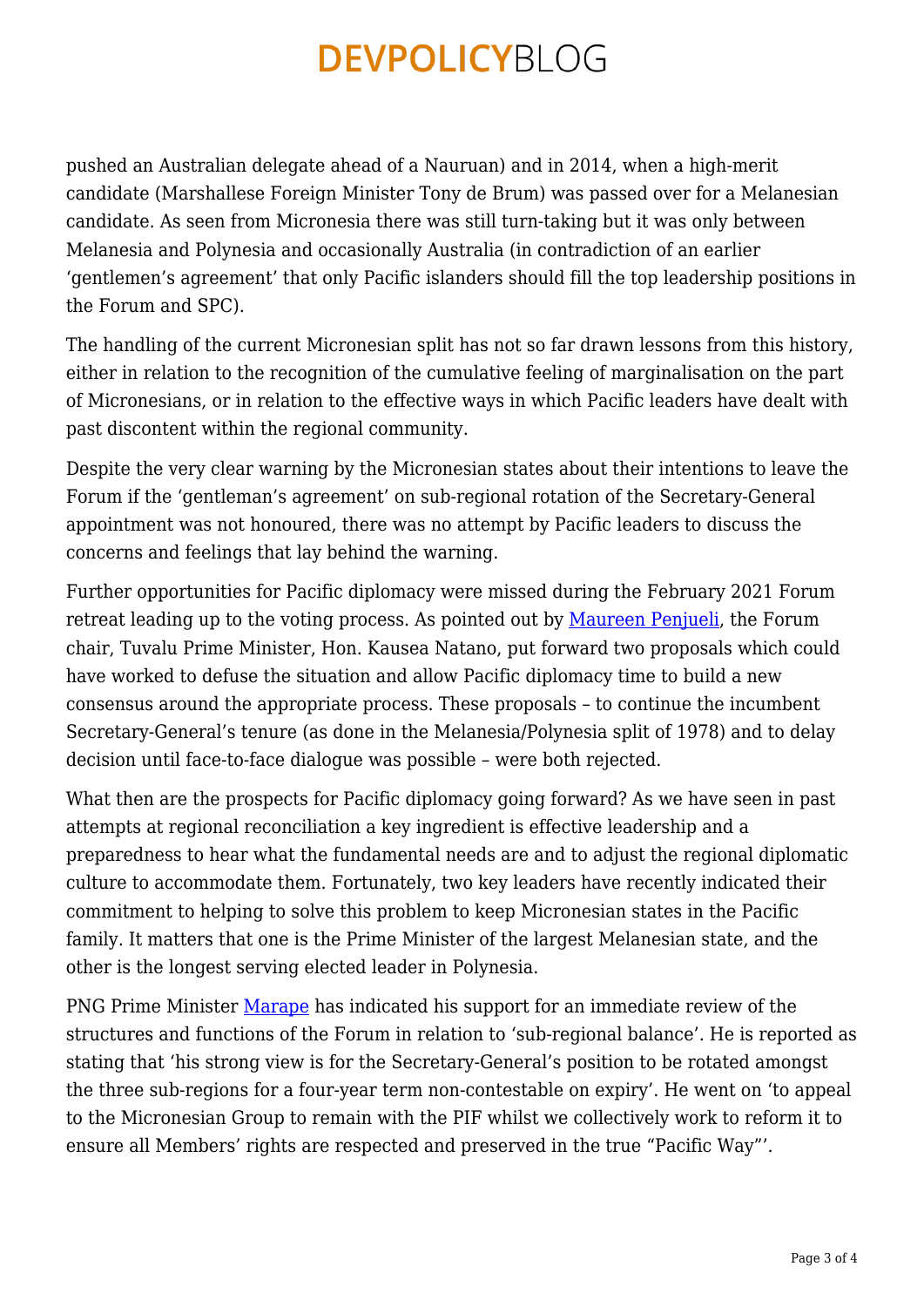pushed an Australian delegate ahead of a Nauruan) and in 2014, when a high-merit candidate (Marshallese Foreign Minister Tony de Brum) was passed over for a Melanesian candidate. As seen from Micronesia there was still turn-taking but it was only between Melanesia and Polynesia and occasionally Australia (in contradiction of an earlier 'gentlemen's agreement' that only Pacific islanders should fill the top leadership positions in the Forum and SPC).

The handling of the current Micronesian split has not so far drawn lessons from this history, either in relation to the recognition of the cumulative feeling of marginalisation on the part of Micronesians, or in relation to the effective ways in which Pacific leaders have dealt with past discontent within the regional community.

Despite the very clear warning by the Micronesian states about their intentions to leave the Forum if the 'gentleman's agreement' on sub-regional rotation of the Secretary-General appointment was not honoured, there was no attempt by Pacific leaders to discuss the concerns and feelings that lay behind the warning.

Further opportunities for Pacific diplomacy were missed during the February 2021 Forum retreat leading up to the voting process. As pointed out by Maureen Penjueli, the Forum chair, Tuvalu Prime Minister, Hon. Kausea Natano, put forward two proposals which could have worked to defuse the situation and allow Pacific diplomacy time to build a new consensus around the appropriate process. These proposals – to continue the incumbent Secretary-General's tenure (as done in the Melanesia/Polynesia split of 1978) and to delay decision until face-to-face dialogue was possible – were both rejected.

What then are the prospects for Pacific diplomacy going forward? As we have seen in past attempts at regional reconciliation a key ingredient is effective leadership and a preparedness to hear what the fundamental needs are and to adjust the regional diplomatic culture to accommodate them. Fortunately, two key leaders have recently indicated their commitment to helping to solve this problem to keep Micronesian states in the Pacific family. It matters that one is the Prime Minister of the largest Melanesian state, and the other is the longest serving elected leader in Polynesia.

PNG Prime Minister Marape has indicated his support for an immediate review of the structures and functions of the Forum in relation to 'sub-regional balance'. He is reported as stating that 'his strong view is for the Secretary-General's position to be rotated amongst the three sub-regions for a four-year term non-contestable on expiry'. He went on 'to appeal to the Micronesian Group to remain with the PIF whilst we collectively work to reform it to ensure all Members' rights are respected and preserved in the true "Pacific Way"'.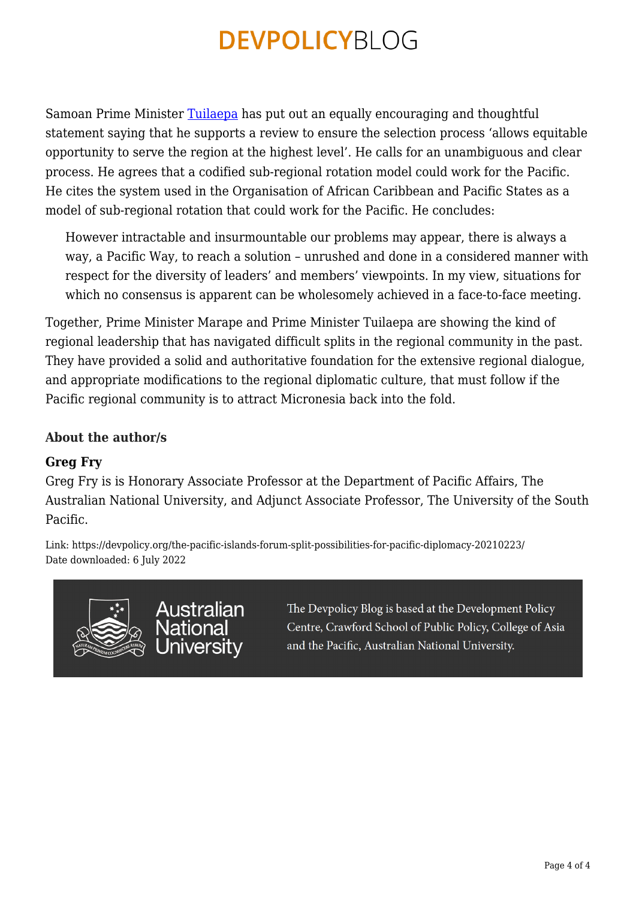Samoan Prime Minister Tuilaepa has put out an equally encouraging and thoughtful statement saying that he supports a review to ensure the selection process 'allows equitable opportunity to serve the region at the highest level'. He calls for an unambiguous and clear process. He agrees that a codified sub-regional rotation model could work for the Pacific. He cites the system used in the Organisation of African Caribbean and Pacific States as a model of sub-regional rotation that could work for the Pacific. He concludes:

> However intractable and insurmountable our problems may appear, there is always a way, a Pacific Way, to reach a solution – unrushed and done in a considered manner with respect for the diversity of leaders' and members' viewpoints. In my view, situations for which no consensus is apparent can be wholesomely achieved in a face-to-face meeting.

Together, Prime Minister Marape and Prime Minister Tuilaepa are showing the kind of regional leadership that has navigated difficult splits in the regional community in the past. They have provided a solid and authoritative foundation for the extensive regional dialogue, and appropriate modifications to the regional diplomatic culture, that must follow if the Pacific regional community is to attract Micronesia back into the fold.

### About the author/s

**Greg Fry**

Greg Fry is is Honorary Associate Professor at the Department of Pacific Affairs, The Australian National University, and Adjunct Associate Professor, The University of the South Pacific.

Link: https://devpolicy.org/the-pacific-islands-forum-split-possibilities-for-pacific-diplomacy-20210223/
Date downloaded: 6 July 2022

Australian National University

The Devpolicy Blog is based at the Development Policy Centre, Crawford School of Public Policy, College of Asia and the Pacific, Australian National University.